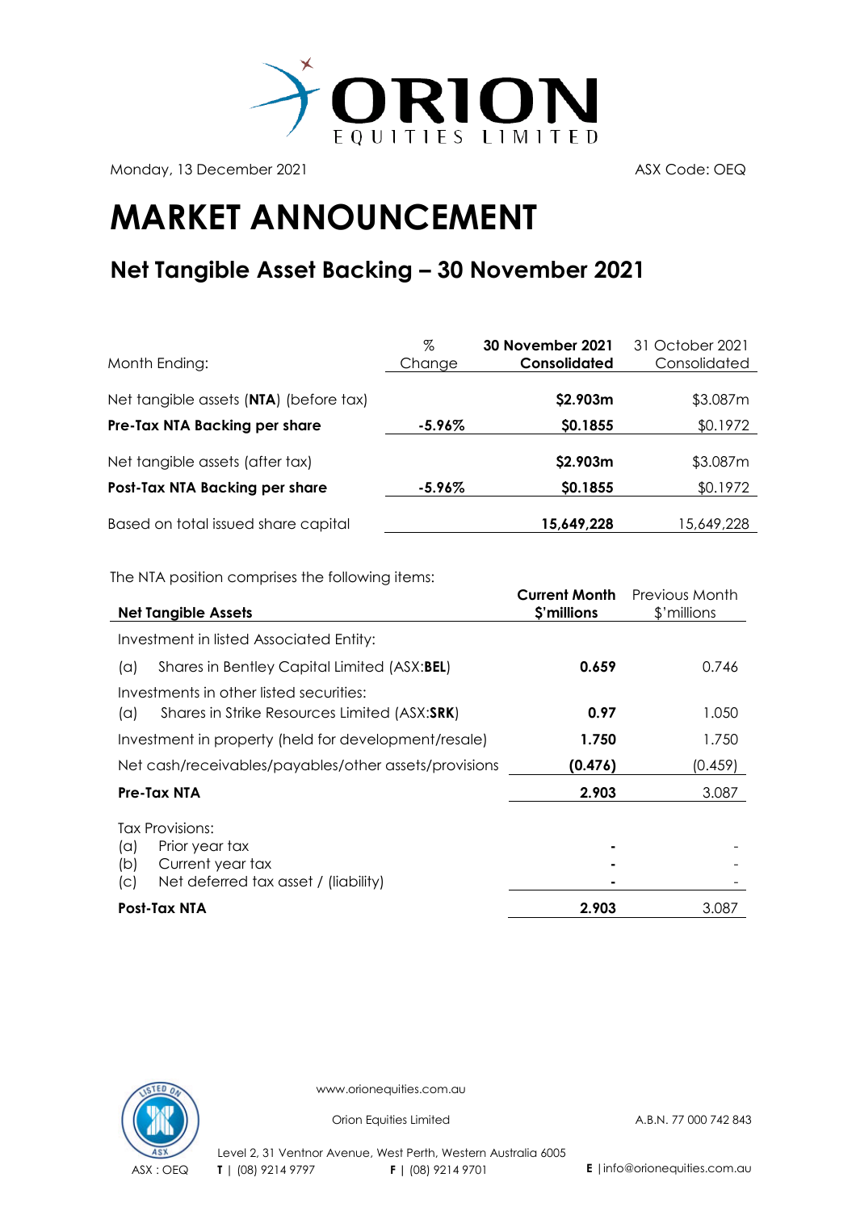Monday, 13 December 2021

ASX Code: OEQ

# MARKET ANNOUNCEMENT

## Net Tangible Asset Backing – 30 November 2021

| Month Ending: | % Change | **30 November 2021 Consolidated** | 31 October 2021 Consolidated |
|---|---|---|---|
| Net tangible assets (**NTA**) (before tax) | | **$2.903m** | $3.087m |
| **Pre-Tax NTA Backing per share** | **-5.96%** | **$0.1855** | $0.1972 |
| Net tangible assets (after tax) | | **$2.903m** | $3.087m |
| **Post-Tax NTA Backing per share** | **-5.96%** | **$0.1855** | $0.1972 |
| Based on total issued share capital | | **15,649,228** | 15,649,228 |

The NTA position comprises the following items:

| **Net Tangible Assets** | **Current Month $'millions** | Previous Month $'millions |
|---|---|---|
| Investment in listed Associated Entity: | | |
| (a) Shares in Bentley Capital Limited (ASX:**BEL**) | **0.659** | 0.746 |
| Investments in other listed securities: | | |
| (a) Shares in Strike Resources Limited (ASX:**SRK**) | **0.97** | 1.050 |
| Investment in property (held for development/resale) | **1.750** | 1.750 |
| Net cash/receivables/payables/other assets/provisions | **(0.476)** | (0.459) |
| **Pre-Tax NTA** | **2.903** | 3.087 |
| Tax Provisions: | | |
| (a) Prior year tax | **-** | - |
| (b) Current year tax | **-** | - |
| (c) Net deferred tax asset / (liability) | **-** | - |
| **Post-Tax NTA** | **2.903** | 3.087 |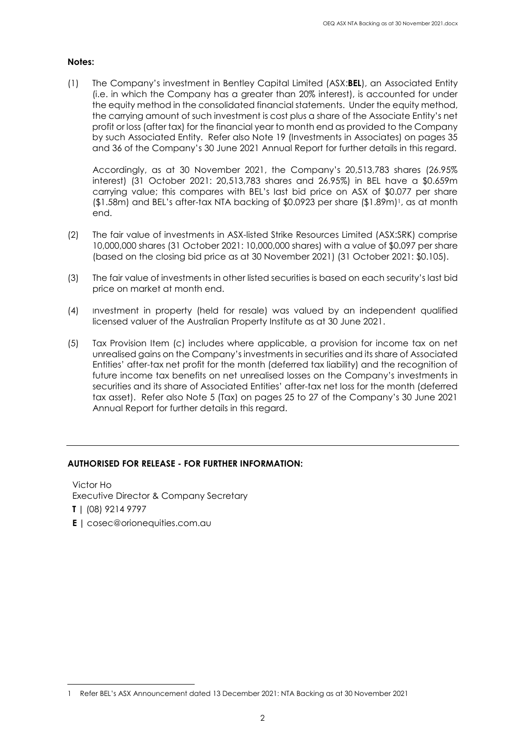**Notes:**

(1) The Company's investment in Bentley Capital Limited (ASX:**BEL**), an Associated Entity (i.e. in which the Company has a greater than 20% interest), is accounted for under the equity method in the consolidated financial statements. Under the equity method, the carrying amount of such investment is cost plus a share of the Associate Entity's net profit or loss (after tax) for the financial year to month end as provided to the Company by such Associated Entity. Refer also Note 19 (Investments in Associates) on pages 35 and 36 of the Company's 30 June 2021 Annual Report for further details in this regard.

Accordingly, as at 30 November 2021, the Company's 20,513,783 shares (26.95% interest) (31 October 2021: 20,513,783 shares and 26.95%) in BEL have a $0.659m carrying value; this compares with BEL's last bid price on ASX of $0.077 per share ($1.58m) and BEL's after-tax NTA backing of $0.0923 per share ($1.89m)[1], as at month end.

(2) The fair value of investments in ASX-listed Strike Resources Limited (ASX:SRK) comprise 10,000,000 shares (31 October 2021: 10,000,000 shares) with a value of $0.097 per share (based on the closing bid price as at 30 November 2021) (31 October 2021: $0.105).

(3) The fair value of investments in other listed securities is based on each security's last bid price on market at month end.

(4) Investment in property (held for resale) was valued by an independent qualified licensed valuer of the Australian Property Institute as at 30 June 2021.

(5) Tax Provision Item (c) includes where applicable, a provision for income tax on net unrealised gains on the Company's investments in securities and its share of Associated Entities' after-tax net profit for the month (deferred tax liability) and the recognition of future income tax benefits on net unrealised losses on the Company's investments in securities and its share of Associated Entities' after-tax net loss for the month (deferred tax asset). Refer also Note 5 (Tax) on pages 25 to 27 of the Company's 30 June 2021 Annual Report for further details in this regard.

---

**AUTHORISED FOR RELEASE - FOR FURTHER INFORMATION:**

Victor Ho
Executive Director & Company Secretary

**T** | (08) 9214 9797

**E** | cosec@orionequities.com.au

---

[1] Refer BEL's ASX Announcement dated 13 December 2021: NTA Backing as at 30 November 2021